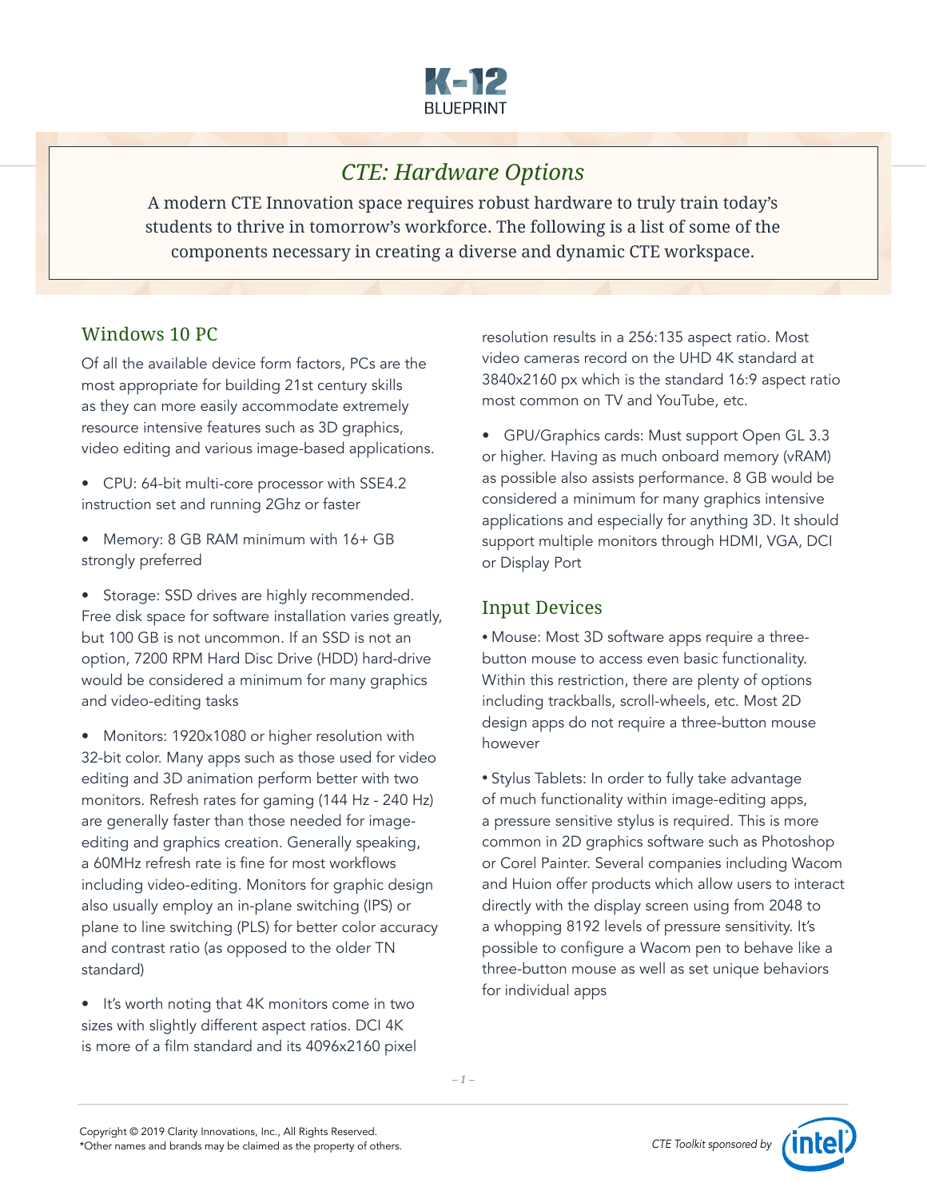# K-12 BLUEPRINT

## *CTE: Hardware Options*

A modern CTE Innovation space requires robust hardware to truly train today's students to thrive in tomorrow's workforce. The following is a list of some of the components necessary in creating a diverse and dynamic CTE workspace.

### Windows 10 PC

Of all the available device form factors, PCs are the most appropriate for building 21st century skills as they can more easily accommodate extremely resource intensive features such as 3D graphics, video editing and various image-based applications.

- CPU: 64-bit multi-core processor with SSE4.2 instruction set and running 2Ghz or faster
- Memory: 8 GB RAM minimum with 16+ GB strongly preferred
- Storage: SSD drives are highly recommended. Free disk space for software installation varies greatly, but 100 GB is not uncommon. If an SSD is not an option, 7200 RPM Hard Disc Drive (HDD) hard-drive would be considered a minimum for many graphics and video-editing tasks
- Monitors: 1920x1080 or higher resolution with 32-bit color. Many apps such as those used for video editing and 3D animation perform better with two monitors. Refresh rates for gaming (144 Hz - 240 Hz) are generally faster than those needed for image-editing and graphics creation. Generally speaking, a 60MHz refresh rate is fine for most workflows including video-editing. Monitors for graphic design also usually employ an in-plane switching (IPS) or plane to line switching (PLS) for better color accuracy and contrast ratio (as opposed to the older TN standard)
- It's worth noting that 4K monitors come in two sizes with slightly different aspect ratios. DCI 4K is more of a film standard and its 4096x2160 pixel resolution results in a 256:135 aspect ratio. Most video cameras record on the UHD 4K standard at 3840x2160 px which is the standard 16:9 aspect ratio most common on TV and YouTube, etc.
- GPU/Graphics cards: Must support Open GL 3.3 or higher. Having as much onboard memory (vRAM) as possible also assists performance. 8 GB would be considered a minimum for many graphics intensive applications and especially for anything 3D. It should support multiple monitors through HDMI, VGA, DCI or Display Port

### Input Devices

- Mouse: Most 3D software apps require a three-button mouse to access even basic functionality. Within this restriction, there are plenty of options including trackballs, scroll-wheels, etc. Most 2D design apps do not require a three-button mouse however
- Stylus Tablets: In order to fully take advantage of much functionality within image-editing apps, a pressure sensitive stylus is required. This is more common in 2D graphics software such as Photoshop or Corel Painter. Several companies including Wacom and Huion offer products which allow users to interact directly with the display screen using from 2048 to a whopping 8192 levels of pressure sensitivity. It's possible to configure a Wacom pen to behave like a three-button mouse as well as set unique behaviors for individual apps

Copyright © 2019 Clarity Innovations, Inc., All Rights Reserved.
*Other names and brands may be claimed as the property of others.

*CTE Toolkit sponsored by* intel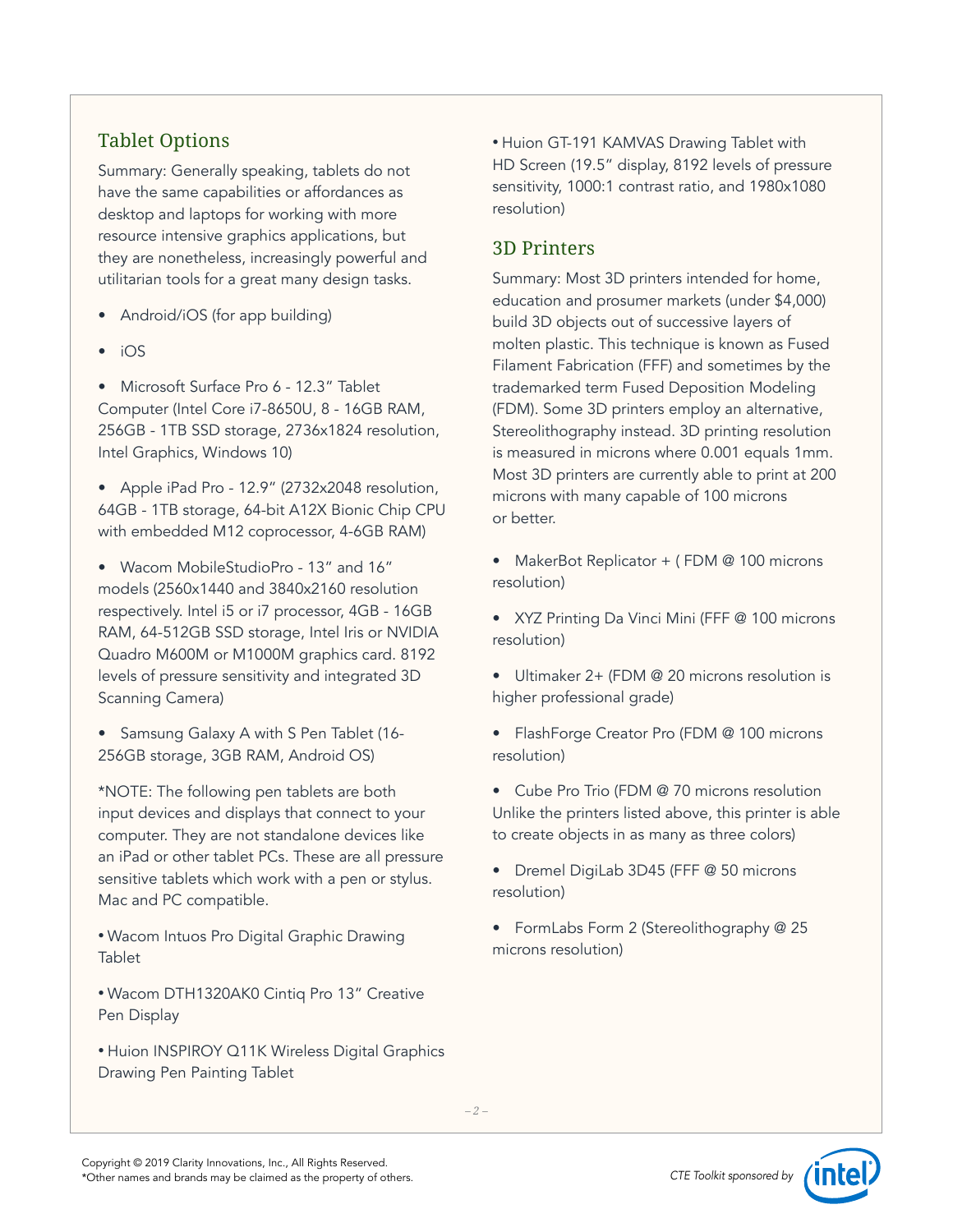## Tablet Options

Summary: Generally speaking, tablets do not have the same capabilities or affordances as desktop and laptops for working with more resource intensive graphics applications, but they are nonetheless, increasingly powerful and utilitarian tools for a great many design tasks.

- Android/iOS (for app building)
- iOS
- Microsoft Surface Pro 6 - 12.3" Tablet Computer (Intel Core i7-8650U, 8 - 16GB RAM, 256GB - 1TB SSD storage, 2736x1824 resolution, Intel Graphics, Windows 10)
- Apple iPad Pro - 12.9" (2732x2048 resolution, 64GB - 1TB storage, 64-bit A12X Bionic Chip CPU with embedded M12 coprocessor, 4-6GB RAM)
- Wacom MobileStudioPro - 13" and 16" models (2560x1440 and 3840x2160 resolution respectively. Intel i5 or i7 processor, 4GB - 16GB RAM, 64-512GB SSD storage, Intel Iris or NVIDIA Quadro M600M or M1000M graphics card. 8192 levels of pressure sensitivity and integrated 3D Scanning Camera)
- Samsung Galaxy A with S Pen Tablet (16-256GB storage, 3GB RAM, Android OS)

*NOTE: The following pen tablets are both input devices and displays that connect to your computer. They are not standalone devices like an iPad or other tablet PCs. These are all pressure sensitive tablets which work with a pen or stylus. Mac and PC compatible.

- Wacom Intuos Pro Digital Graphic Drawing Tablet
- Wacom DTH1320AK0 Cintiq Pro 13" Creative Pen Display
- Huion INSPIROY Q11K Wireless Digital Graphics Drawing Pen Painting Tablet
- Huion GT-191 KAMVAS Drawing Tablet with HD Screen (19.5" display, 8192 levels of pressure sensitivity, 1000:1 contrast ratio, and 1980x1080 resolution)

## 3D Printers

Summary: Most 3D printers intended for home, education and prosumer markets (under $4,000) build 3D objects out of successive layers of molten plastic. This technique is known as Fused Filament Fabrication (FFF) and sometimes by the trademarked term Fused Deposition Modeling (FDM). Some 3D printers employ an alternative, Stereolithography instead. 3D printing resolution is measured in microns where 0.001 equals 1mm. Most 3D printers are currently able to print at 200 microns with many capable of 100 microns or better.

- MakerBot Replicator + ( FDM @ 100 microns resolution)
- XYZ Printing Da Vinci Mini (FFF @ 100 microns resolution)
- Ultimaker 2+ (FDM @ 20 microns resolution is higher professional grade)
- FlashForge Creator Pro (FDM @ 100 microns resolution)
- Cube Pro Trio (FDM @ 70 microns resolution Unlike the printers listed above, this printer is able to create objects in as many as three colors)
- Dremel DigiLab 3D45 (FFF @ 50 microns resolution)
- FormLabs Form 2 (Stereolithography @ 25 microns resolution)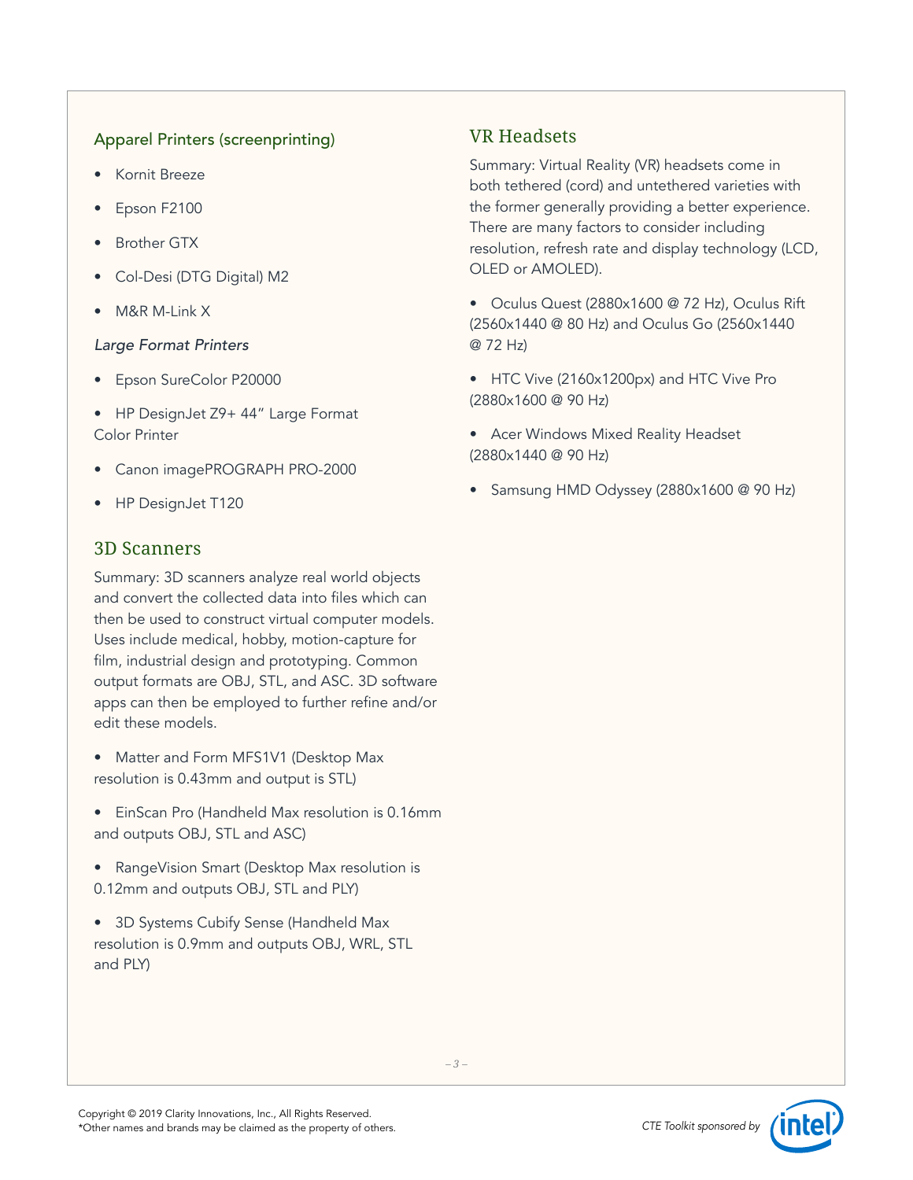### Apparel Printers (screenprinting)

- Kornit Breeze
- Epson F2100
- Brother GTX
- Col-Desi (DTG Digital) M2
- M&R M-Link X

*Large Format Printers*

- Epson SureColor P20000
- HP DesignJet Z9+ 44" Large Format Color Printer
- Canon imagePROGRAPH PRO-2000
- HP DesignJet T120

## 3D Scanners

Summary: 3D scanners analyze real world objects and convert the collected data into files which can then be used to construct virtual computer models. Uses include medical, hobby, motion-capture for film, industrial design and prototyping. Common output formats are OBJ, STL, and ASC. 3D software apps can then be employed to further refine and/or edit these models.

- Matter and Form MFS1V1 (Desktop Max resolution is 0.43mm and output is STL)
- EinScan Pro (Handheld Max resolution is 0.16mm and outputs OBJ, STL and ASC)
- RangeVision Smart (Desktop Max resolution is 0.12mm and outputs OBJ, STL and PLY)
- 3D Systems Cubify Sense (Handheld Max resolution is 0.9mm and outputs OBJ, WRL, STL and PLY)

## VR Headsets

Summary: Virtual Reality (VR) headsets come in both tethered (cord) and untethered varieties with the former generally providing a better experience. There are many factors to consider including resolution, refresh rate and display technology (LCD, OLED or AMOLED).

- Oculus Quest (2880x1600 @ 72 Hz), Oculus Rift (2560x1440 @ 80 Hz) and Oculus Go (2560x1440 @ 72 Hz)
- HTC Vive (2160x1200px) and HTC Vive Pro (2880x1600 @ 90 Hz)
- Acer Windows Mixed Reality Headset (2880x1440 @ 90 Hz)
- Samsung HMD Odyssey (2880x1600 @ 90 Hz)

Copyright © 2019 Clarity Innovations, Inc., All Rights Reserved.
*Other names and brands may be claimed as the property of others.

*CTE Toolkit sponsored by* intel